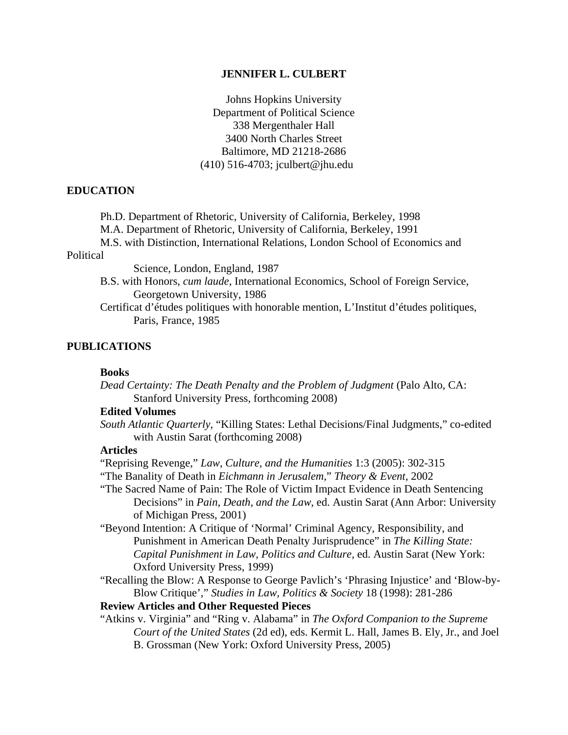# JENNIFER L. CULBERT

Johns Hopkins University
Department of Political Science
338 Mergenthaler Hall
3400 North Charles Street
Baltimore, MD 21218-2686
(410) 516-4703; jculbert@jhu.edu

## EDUCATION

Ph.D. Department of Rhetoric, University of California, Berkeley, 1998

M.A. Department of Rhetoric, University of California, Berkeley, 1991

M.S. with Distinction, International Relations, London School of Economics and Political Science, London, England, 1987

B.S. with Honors, *cum laude*, International Economics, School of Foreign Service, Georgetown University, 1986

Certificat d'études politiques with honorable mention, L'Institut d'études politiques, Paris, France, 1985

## PUBLICATIONS

### Books

*Dead Certainty: The Death Penalty and the Problem of Judgment* (Palo Alto, CA: Stanford University Press, forthcoming 2008)

### Edited Volumes

*South Atlantic Quarterly*, "Killing States: Lethal Decisions/Final Judgments," co-edited with Austin Sarat (forthcoming 2008)

### Articles

"Reprising Revenge," *Law, Culture, and the Humanities* 1:3 (2005): 302-315

"The Banality of Death in *Eichmann in Jerusalem*," *Theory & Event*, 2002

"The Sacred Name of Pain: The Role of Victim Impact Evidence in Death Sentencing Decisions" in *Pain, Death, and the Law*, ed. Austin Sarat (Ann Arbor: University of Michigan Press, 2001)

"Beyond Intention: A Critique of 'Normal' Criminal Agency, Responsibility, and Punishment in American Death Penalty Jurisprudence" in *The Killing State: Capital Punishment in Law, Politics and Culture,* ed. Austin Sarat (New York: Oxford University Press, 1999)

"Recalling the Blow: A Response to George Pavlich's 'Phrasing Injustice' and 'Blow-by-Blow Critique'," *Studies in Law, Politics & Society* 18 (1998): 281-286

### Review Articles and Other Requested Pieces

"Atkins v. Virginia" and "Ring v. Alabama" in *The Oxford Companion to the Supreme Court of the United States* (2d ed), eds. Kermit L. Hall, James B. Ely, Jr., and Joel B. Grossman (New York: Oxford University Press, 2005)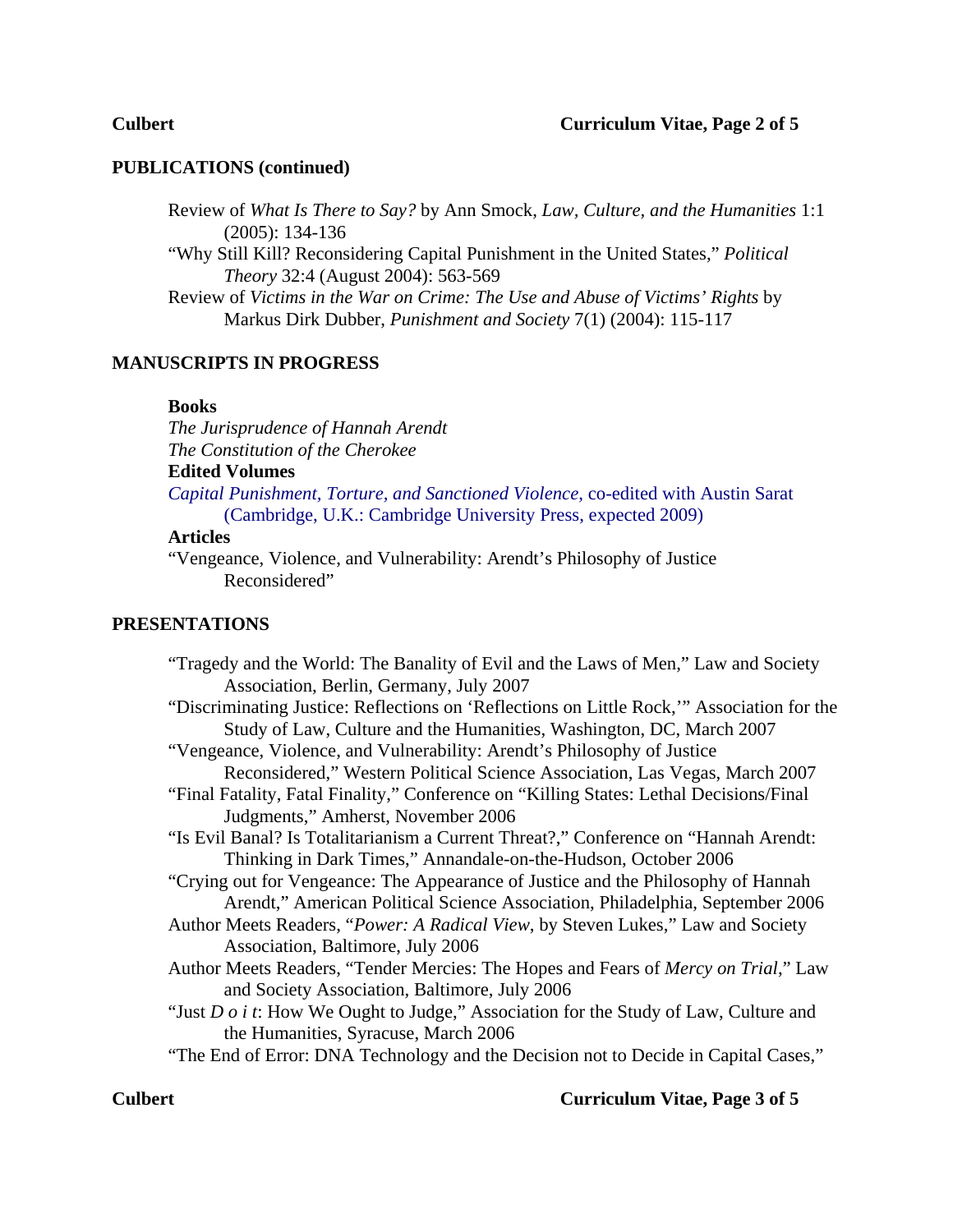## PUBLICATIONS (continued)

Review of *What Is There to Say?* by Ann Smock, *Law, Culture, and the Humanities* 1:1 (2005): 134-136

"Why Still Kill? Reconsidering Capital Punishment in the United States," *Political Theory* 32:4 (August 2004): 563-569

Review of *Victims in the War on Crime: The Use and Abuse of Victims' Rights* by Markus Dirk Dubber, *Punishment and Society* 7(1) (2004): 115-117

## MANUSCRIPTS IN PROGRESS

**Books**

*The Jurisprudence of Hannah Arendt*

*The Constitution of the Cherokee*

**Edited Volumes**

*Capital Punishment, Torture, and Sanctioned Violence*, co-edited with Austin Sarat (Cambridge, U.K.: Cambridge University Press, expected 2009)

**Articles**

"Vengeance, Violence, and Vulnerability: Arendt's Philosophy of Justice Reconsidered"

## PRESENTATIONS

"Tragedy and the World: The Banality of Evil and the Laws of Men," Law and Society Association, Berlin, Germany, July 2007

"Discriminating Justice: Reflections on 'Reflections on Little Rock,'" Association for the Study of Law, Culture and the Humanities, Washington, DC, March 2007

"Vengeance, Violence, and Vulnerability: Arendt's Philosophy of Justice Reconsidered," Western Political Science Association, Las Vegas, March 2007

"Final Fatality, Fatal Finality," Conference on "Killing States: Lethal Decisions/Final Judgments," Amherst, November 2006

"Is Evil Banal? Is Totalitarianism a Current Threat?," Conference on "Hannah Arendt: Thinking in Dark Times," Annandale-on-the-Hudson, October 2006

"Crying out for Vengeance: The Appearance of Justice and the Philosophy of Hannah Arendt," American Political Science Association, Philadelphia, September 2006

Author Meets Readers, "*Power: A Radical View*, by Steven Lukes," Law and Society Association, Baltimore, July 2006

Author Meets Readers, "Tender Mercies: The Hopes and Fears of *Mercy on Trial*," Law and Society Association, Baltimore, July 2006

"Just *D o i t*: How We Ought to Judge," Association for the Study of Law, Culture and the Humanities, Syracuse, March 2006

"The End of Error: DNA Technology and the Decision not to Decide in Capital Cases,"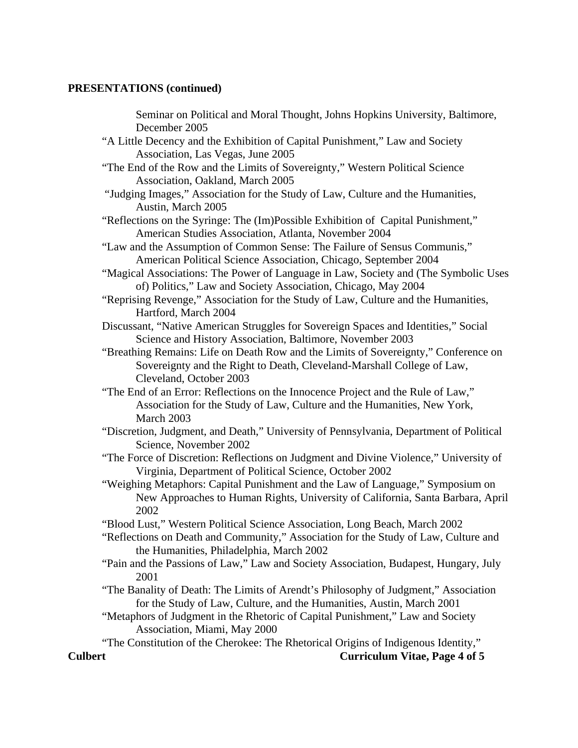**PRESENTATIONS (continued)**

Seminar on Political and Moral Thought, Johns Hopkins University, Baltimore, December 2005

"A Little Decency and the Exhibition of Capital Punishment," Law and Society Association, Las Vegas, June 2005

"The End of the Row and the Limits of Sovereignty," Western Political Science Association, Oakland, March 2005

"Judging Images," Association for the Study of Law, Culture and the Humanities, Austin, March 2005

"Reflections on the Syringe: The (Im)Possible Exhibition of Capital Punishment," American Studies Association, Atlanta, November 2004

"Law and the Assumption of Common Sense: The Failure of Sensus Communis," American Political Science Association, Chicago, September 2004

"Magical Associations: The Power of Language in Law, Society and (The Symbolic Uses of) Politics," Law and Society Association, Chicago, May 2004

"Reprising Revenge," Association for the Study of Law, Culture and the Humanities, Hartford, March 2004

Discussant, "Native American Struggles for Sovereign Spaces and Identities," Social Science and History Association, Baltimore, November 2003

"Breathing Remains: Life on Death Row and the Limits of Sovereignty," Conference on Sovereignty and the Right to Death, Cleveland-Marshall College of Law, Cleveland, October 2003

"The End of an Error: Reflections on the Innocence Project and the Rule of Law," Association for the Study of Law, Culture and the Humanities, New York, March 2003

"Discretion, Judgment, and Death," University of Pennsylvania, Department of Political Science, November 2002

"The Force of Discretion: Reflections on Judgment and Divine Violence," University of Virginia, Department of Political Science, October 2002

"Weighing Metaphors: Capital Punishment and the Law of Language," Symposium on New Approaches to Human Rights, University of California, Santa Barbara, April 2002

"Blood Lust," Western Political Science Association, Long Beach, March 2002

"Reflections on Death and Community," Association for the Study of Law, Culture and the Humanities, Philadelphia, March 2002

"Pain and the Passions of Law," Law and Society Association, Budapest, Hungary, July 2001

"The Banality of Death: The Limits of Arendt's Philosophy of Judgment," Association for the Study of Law, Culture, and the Humanities, Austin, March 2001

"Metaphors of Judgment in the Rhetoric of Capital Punishment," Law and Society Association, Miami, May 2000

"The Constitution of the Cherokee: The Rhetorical Origins of Indigenous Identity,"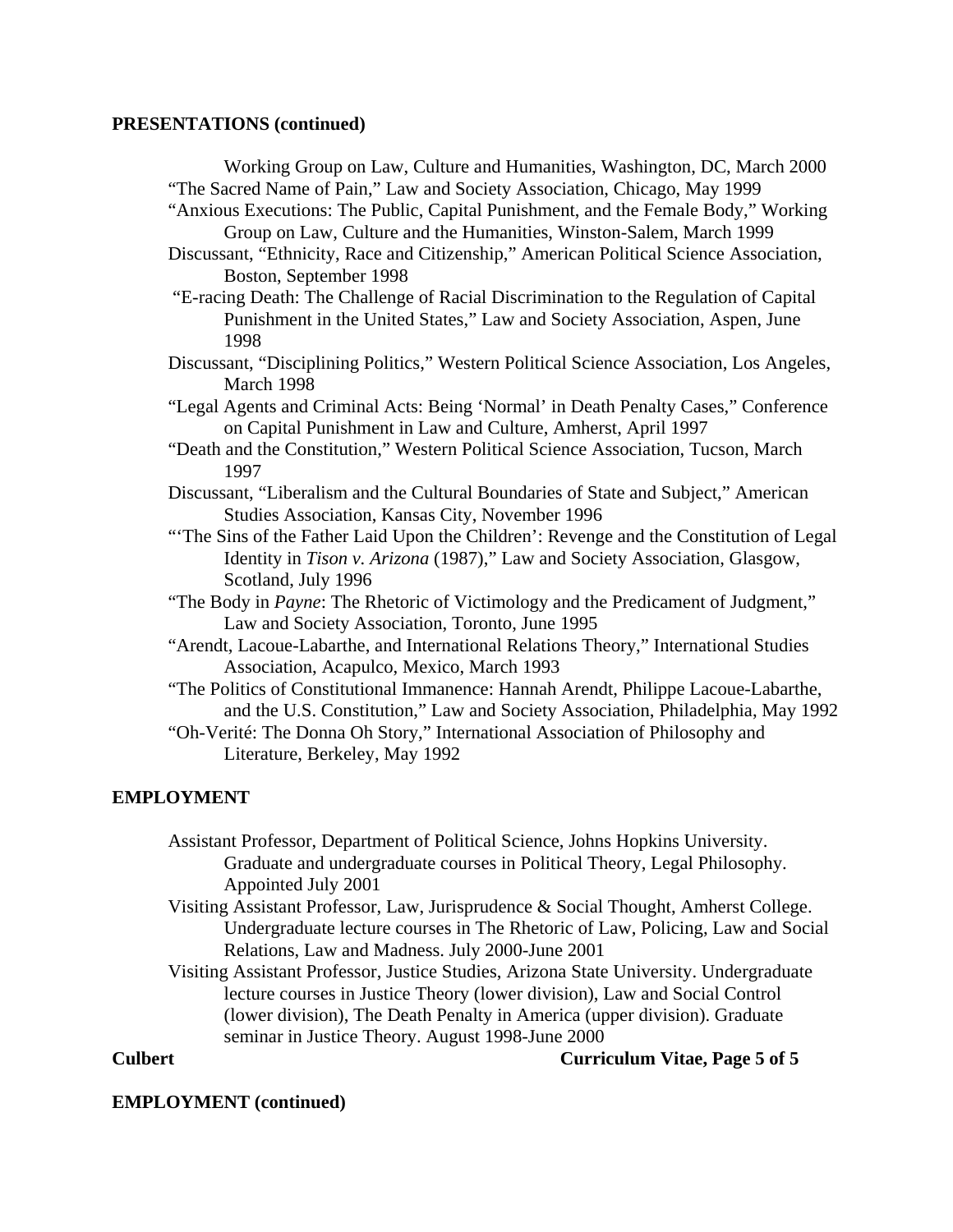**PRESENTATIONS (continued)**

Working Group on Law, Culture and Humanities, Washington, DC, March 2000

"The Sacred Name of Pain," Law and Society Association, Chicago, May 1999

"Anxious Executions: The Public, Capital Punishment, and the Female Body," Working Group on Law, Culture and the Humanities, Winston-Salem, March 1999

Discussant, "Ethnicity, Race and Citizenship," American Political Science Association, Boston, September 1998

"E-racing Death: The Challenge of Racial Discrimination to the Regulation of Capital Punishment in the United States," Law and Society Association, Aspen, June 1998

Discussant, "Disciplining Politics," Western Political Science Association, Los Angeles, March 1998

"Legal Agents and Criminal Acts: Being 'Normal' in Death Penalty Cases," Conference on Capital Punishment in Law and Culture, Amherst, April 1997

"Death and the Constitution," Western Political Science Association, Tucson, March 1997

Discussant, "Liberalism and the Cultural Boundaries of State and Subject," American Studies Association, Kansas City, November 1996

"'The Sins of the Father Laid Upon the Children': Revenge and the Constitution of Legal Identity in *Tison v. Arizona* (1987)," Law and Society Association, Glasgow, Scotland, July 1996

"The Body in *Payne*: The Rhetoric of Victimology and the Predicament of Judgment," Law and Society Association, Toronto, June 1995

"Arendt, Lacoue-Labarthe, and International Relations Theory," International Studies Association, Acapulco, Mexico, March 1993

"The Politics of Constitutional Immanence: Hannah Arendt, Philippe Lacoue-Labarthe, and the U.S. Constitution," Law and Society Association, Philadelphia, May 1992

"Oh-Verité: The Donna Oh Story," International Association of Philosophy and Literature, Berkeley, May 1992

**EMPLOYMENT**

Assistant Professor, Department of Political Science, Johns Hopkins University. Graduate and undergraduate courses in Political Theory, Legal Philosophy. Appointed July 2001

Visiting Assistant Professor, Law, Jurisprudence & Social Thought, Amherst College. Undergraduate lecture courses in The Rhetoric of Law, Policing, Law and Social Relations, Law and Madness. July 2000-June 2001

Visiting Assistant Professor, Justice Studies, Arizona State University. Undergraduate lecture courses in Justice Theory (lower division), Law and Social Control (lower division), The Death Penalty in America (upper division). Graduate seminar in Justice Theory. August 1998-June 2000

**EMPLOYMENT (continued)**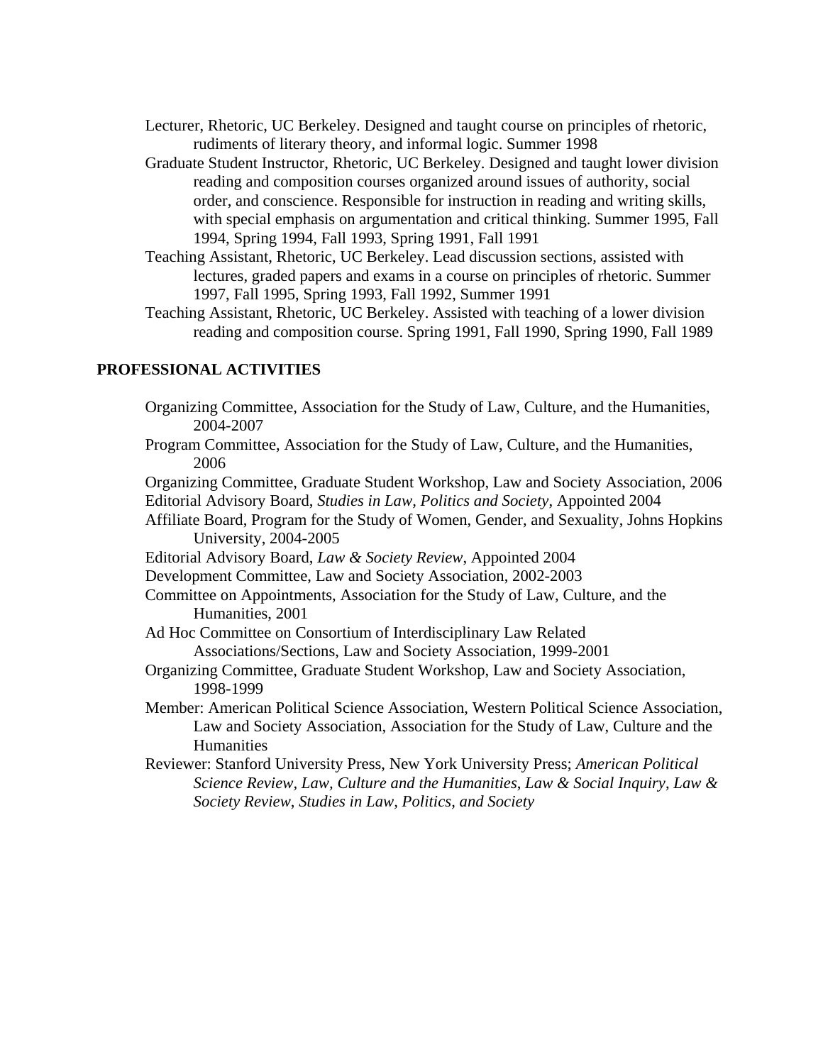Lecturer, Rhetoric, UC Berkeley. Designed and taught course on principles of rhetoric, rudiments of literary theory, and informal logic. Summer 1998

Graduate Student Instructor, Rhetoric, UC Berkeley. Designed and taught lower division reading and composition courses organized around issues of authority, social order, and conscience. Responsible for instruction in reading and writing skills, with special emphasis on argumentation and critical thinking. Summer 1995, Fall 1994, Spring 1994, Fall 1993, Spring 1991, Fall 1991

Teaching Assistant, Rhetoric, UC Berkeley. Lead discussion sections, assisted with lectures, graded papers and exams in a course on principles of rhetoric. Summer 1997, Fall 1995, Spring 1993, Fall 1992, Summer 1991

Teaching Assistant, Rhetoric, UC Berkeley. Assisted with teaching of a lower division reading and composition course. Spring 1991, Fall 1990, Spring 1990, Fall 1989

## PROFESSIONAL ACTIVITIES

Organizing Committee, Association for the Study of Law, Culture, and the Humanities, 2004-2007

Program Committee, Association for the Study of Law, Culture, and the Humanities, 2006

Organizing Committee, Graduate Student Workshop, Law and Society Association, 2006

Editorial Advisory Board, *Studies in Law, Politics and Society*, Appointed 2004

Affiliate Board, Program for the Study of Women, Gender, and Sexuality, Johns Hopkins University, 2004-2005

Editorial Advisory Board, *Law & Society Review*, Appointed 2004

Development Committee, Law and Society Association, 2002-2003

Committee on Appointments, Association for the Study of Law, Culture, and the Humanities, 2001

Ad Hoc Committee on Consortium of Interdisciplinary Law Related Associations/Sections, Law and Society Association, 1999-2001

Organizing Committee, Graduate Student Workshop, Law and Society Association, 1998-1999

Member: American Political Science Association, Western Political Science Association, Law and Society Association, Association for the Study of Law, Culture and the Humanities

Reviewer: Stanford University Press, New York University Press; *American Political Science Review, Law, Culture and the Humanities*, *Law & Social Inquiry*, *Law & Society Review*, *Studies in Law, Politics, and Society*